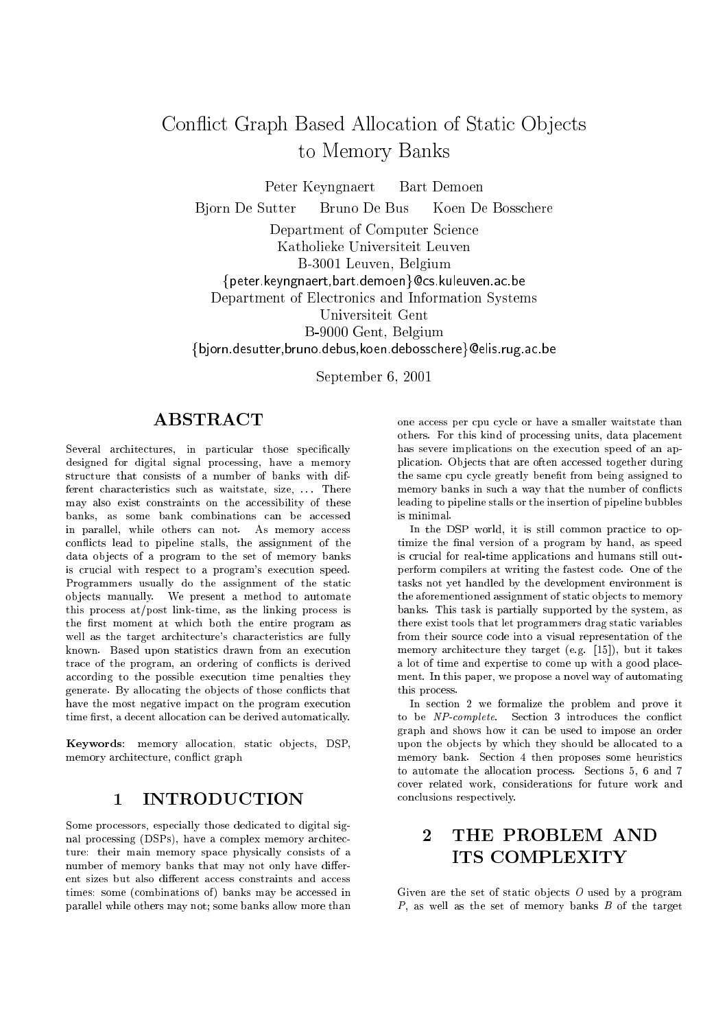# Conflict Graph Based Allocation of Static Objects to Memory Banks

Peter Keyngnaert Bart Demoen

Bjorn De Sutter Bruno De Bus Koen De Bosschere

Department of Computer Science
Katholieke Universiteit Leuven
B-3001 Leuven, Belgium
{peter.keyngnaert,bart.demoen}@cs.kuleuven.ac.be
Department of Electronics and Information Systems
Universiteit Gent
B-9000 Gent, Belgium
{bjorn.desutter,bruno.debus,koen.debosschere}@elis.rug.ac.be

September 6, 2001

## ABSTRACT

Several architectures, in particular those specifically designed for digital signal processing, have a memory structure that consists of a number of banks with different characteristics such as waitstate, size, ... There may also exist constraints on the accessibility of these banks, as some bank combinations can be accessed in parallel, while others can not. As memory access conflicts lead to pipeline stalls, the assignment of the data objects of a program to the set of memory banks is crucial with respect to a program's execution speed. Programmers usually do the assignment of the static objects manually. We present a method to automate this process at/post link-time, as the linking process is the first moment at which both the entire program as well as the target architecture's characteristics are fully known. Based upon statistics drawn from an execution trace of the program, an ordering of conflicts is derived according to the possible execution time penalties they generate. By allocating the objects of those conflicts that have the most negative impact on the program execution time first, a decent allocation can be derived automatically.

**Keywords**: memory allocation, static objects, DSP, memory architecture, conflict graph

## 1 INTRODUCTION

Some processors, especially those dedicated to digital signal processing (DSPs), have a complex memory architecture: their main memory space physically consists of a number of memory banks that may not only have different sizes but also different access constraints and access times: some (combinations of) banks may be accessed in parallel while others may not; some banks allow more than one access per cpu cycle or have a smaller waitstate than others. For this kind of processing units, data placement has severe implications on the execution speed of an application. Objects that are often accessed together during the same cpu cycle greatly benefit from being assigned to memory banks in such a way that the number of conflicts leading to pipeline stalls or the insertion of pipeline bubbles is minimal.

In the DSP world, it is still common practice to optimize the final version of a program by hand, as speed is crucial for real-time applications and humans still outperform compilers at writing the fastest code. One of the tasks not yet handled by the development environment is the aforementioned assignment of static objects to memory banks. This task is partially supported by the system, as there exist tools that let programmers drag static variables from their source code into a visual representation of the memory architecture they target (e.g. [15]), but it takes a lot of time and expertise to come up with a good placement. In this paper, we propose a novel way of automating this process.

In section 2 we formalize the problem and prove it to be *NP-complete*. Section 3 introduces the conflict graph and shows how it can be used to impose an order upon the objects by which they should be allocated to a memory bank. Section 4 then proposes some heuristics to automate the allocation process. Sections 5, 6 and 7 cover related work, considerations for future work and conclusions respectively.

## 2 THE PROBLEM AND ITS COMPLEXITY

Given are the set of static objects $O$ used by a program $P$, as well as the set of memory banks $B$ of the target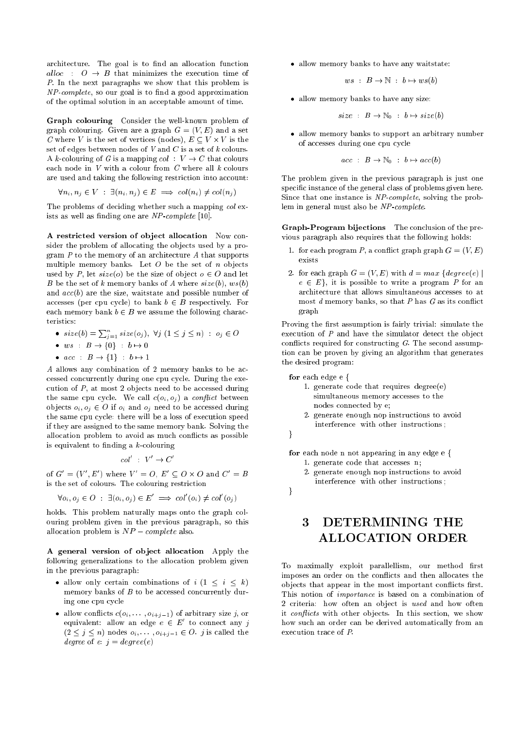architecture. The goal is to find an allocation function $alloc : O \rightarrow B$ that minimizes the execution time of $P$. In the next paragraphs we show that this problem is *NP-complete*, so our goal is to find a good approximation of the optimal solution in an acceptable amount of time.

**Graph colouring** Consider the well-known problem of graph colouring. Given are a graph $G = (V, E)$ and a set $C$ where $V$ is the set of vertices (nodes), $E \subseteq V \times V$ is the set of edges between nodes of $V$ and $C$ is a set of $k$ colours. A $k$-colouring of $G$ is a mapping $col : V \rightarrow C$ that colours each node in $V$ with a colour from $C$ where all $k$ colours are used and taking the following restriction into account:

$$\forall n_i, n_j \in V : \exists (n_i, n_j) \in E \implies col(n_i) \neq col(n_j)$$

The problems of deciding whether such a mapping *col* exists as well as finding one are *NP-complete* [10].

**A restricted version of object allocation** Now consider the problem of allocating the objects used by a program $P$ to the memory of an architecture $A$ that supports multiple memory banks. Let $O$ be the set of $n$ objects used by $P$, let $size(o)$ be the size of object $o \in O$ and let $B$ be the set of $k$ memory banks of $A$ where $size(b)$, $ws(b)$ and $acc(b)$ are the size, waitstate and possible number of accesses (per cpu cycle) to bank $b \in B$ respectively. For each memory bank $b \in B$ we assume the following characteristics:

- $size(b) = \sum_{j=1}^{n} size(o_j), \ \forall j \ (1 \leq j \leq n) : o_j \in O$
- $ws : B \rightarrow \{0\} : b \mapsto 0$
- $acc : B \rightarrow \{1\} : b \mapsto 1$

$A$ allows any combination of 2 memory banks to be accessed concurrently during one cpu cycle. During the execution of $P$, at most 2 objects need to be accessed during the same cpu cycle. We call $c(o_i, o_j)$ a *conflict* between objects $o_i, o_j \in O$ if $o_i$ and $o_j$ need to be accessed during the same cpu cycle: there will be a loss of execution speed if they are assigned to the same memory bank. Solving the allocation problem to avoid as much conflicts as possible is equivalent to finding a $k$-colouring

$$col' : V' \rightarrow C'$$

of $G' = (V', E')$ where $V' = O$, $E' \subseteq O \times O$ and $C' = B$ is the set of colours. The colouring restriction

$$\forall o_i, o_j \in O : \exists (o_i, o_j) \in E' \implies col'(o_i) \neq col'(o_j)$$

holds. This problem naturally maps onto the graph colouring problem given in the previous paragraph, so this allocation problem is $NP-complete$ also.

**A general version of object allocation** Apply the following generalizations to the allocation problem given in the previous paragraph:

- allow only certain combinations of $i$ $(1 \leq i \leq k)$ memory banks of $B$ to be accessed concurrently during one cpu cycle
- allow conflicts $c(o_i, \cdots, o_{i+j-1})$ of arbitrary size $j$, or equivalent: allow an edge $e \in E'$ to connect any $j$ $(2 \leq j \leq n)$ nodes $o_i, \cdots, o_{i+j-1} \in O$. $j$ is called the *degree* of $e$: $j = degree(e)$
- allow memory banks to have any waitstate:
$$ws : B \rightarrow \mathbb{N} : b \mapsto ws(b)$$
- allow memory banks to have any size:
$$size : B \rightarrow \mathbb{N}_0 : b \mapsto size(b)$$
- allow memory banks to support an arbitrary number of accesses during one cpu cycle
$$acc : B \rightarrow \mathbb{N}_0 : b \mapsto acc(b)$$

The problem given in the previous paragraph is just one specific instance of the general class of problems given here. Since that one instance is *NP-complete*, solving the problem in general must also be *NP-complete*.

**Graph-Program bijections** The conclusion of the previous paragraph also requires that the following holds:

1. for each program $P$, a conflict graph graph $G = (V, E)$ exists
2. for each graph $G = (V, E)$ with $d = max \ \{degree(e) \mid e \in E\}$, it is possible to write a program $P$ for an architecture that allows simultaneous accesses to at most $d$ memory banks, so that $P$ has $G$ as its conflict graph

Proving the first assumption is fairly trivial: simulate the execution of $P$ and have the simulator detect the object conflicts required for constructing $G$. The second assumption can be proven by giving an algorithm that generates the desired program:

```
for each edge e {
    1. generate code that requires degree(e)
       simultaneous memory accesses to the
       nodes connected by e;
    2. generate enough nop instructions to avoid
       interference with other instructions;
}

for each node n not appearing in any edge e {
    1. generate code that accesses n;
    2. generate enough nop instructions to avoid
       interference with other instructions;
}
```

# 3 DETERMINING THE ALLOCATION ORDER

To maximally exploit parallellism, our method first imposes an order on the conflicts and then allocates the objects that appear in the most important conflicts first. This notion of *importance* is based on a combination of 2 criteria: how often an object is *used* and how often it *conflicts* with other objects. In this section, we show how such an order can be derived automatically from an execution trace of *P*.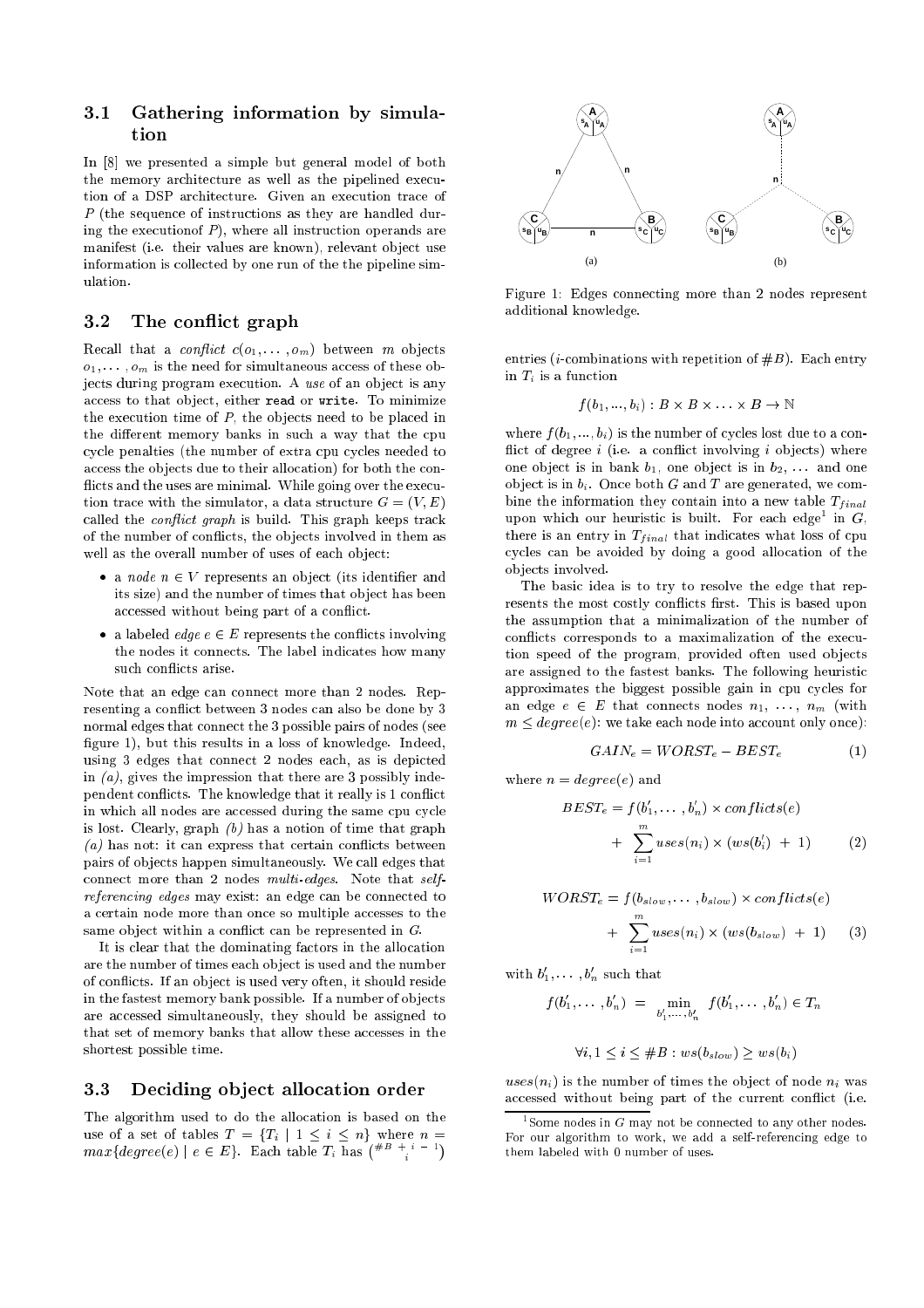### 3.1 Gathering information by simulation

In [8] we presented a simple but general model of both the memory architecture as well as the pipelined execution of a DSP architecture. Given an execution trace of $P$ (the sequence of instructions as they are handled during the executionof $P$), where all instruction operands are manifest (i.e. their values are known), relevant object use information is collected by one run of the the pipeline simulation.

### 3.2 The conflict graph

Recall that a *conflict* $c(o_1, \dots, o_m)$ between $m$ objects $o_1, \dots, o_m$ is the need for simultaneous access of these objects during program execution. A *use* of an object is any access to that object, either **read** or **write**. To minimize the execution time of $P$, the objects need to be placed in the different memory banks in such a way that the cpu cycle penalties (the number of extra cpu cycles needed to access the objects due to their allocation) for both the conflicts and the uses are minimal. While going over the execution trace with the simulator, a data structure $G = (V, E)$ called the *conflict graph* is build. This graph keeps track of the number of conflicts, the objects involved in them as well as the overall number of uses of each object:

- a *node* $n \in V$ represents an object (its identifier and its size) and the number of times that object has been accessed without being part of a conflict.
- a labeled *edge* $e \in E$ represents the conflicts involving the nodes it connects. The label indicates how many such conflicts arise.

Note that an edge can connect more than 2 nodes. Representing a conflict between 3 nodes can also be done by 3 normal edges that connect the 3 possible pairs of nodes (see figure 1), but this results in a loss of knowledge. Indeed, using 3 edges that connect 2 nodes each, as is depicted in *(a)*, gives the impression that there are 3 possibly independent conflicts. The knowledge that it really is 1 conflict in which all nodes are accessed during the same cpu cycle is lost. Clearly, graph *(b)* has a notion of time that graph *(a)* has not: it can express that certain conflicts between pairs of objects happen simultaneously. We call edges that connect more than 2 nodes *multi-edges*. Note that *self-referencing edges* may exist: an edge can be connected to a certain node more than once so multiple accesses to the same object within a conflict can be represented in $G$.

It is clear that the dominating factors in the allocation are the number of times each object is used and the number of conflicts. If an object is used very often, it should reside in the fastest memory bank possible. If a number of objects are accessed simultaneously, they should be assigned to that set of memory banks that allow these accesses in the shortest possible time.

### 3.3 Deciding object allocation order

The algorithm used to do the allocation is based on the use of a set of tables $T = \{T_i \mid 1 \leq i \leq n\}$ where $n = max\{degree(e) \mid e \in E\}$. Each table $T_i$ has $\binom{\#B + i - 1}{i}$ entries ($i$-combinations with repetition of $\#B$). Each entry in $T_i$ is a function

$$f(b_1, ..., b_i) : B \times B \times \ldots \times B \rightarrow \mathbb{N}$$

where $f(b_1, ..., b_i)$ is the number of cycles lost due to a conflict of degree $i$ (i.e. a conflict involving $i$ objects) where one object is in bank $b_1$, one object is in $b_2$, ... and one object is in $b_i$. Once both $G$ and $T$ are generated, we combine the information they contain into a new table $T_{final}$ upon which our heuristic is built. For each edge[1] in $G$, there is an entry in $T_{final}$ that indicates what loss of cpu cycles can be avoided by doing a good allocation of the objects involved.

The basic idea is to try to resolve the edge that represents the most costly conflicts first. This is based upon the assumption that a minimalization of the number of conflicts corresponds to a maximalization of the execution speed of the program, provided often used objects are assigned to the fastest banks. The following heuristic approximates the biggest possible gain in cpu cycles for an edge $e \in E$ that connects nodes $n_1, \dots, n_m$ (with $m \leq degree(e)$: we take each node into account only once):

$$GAIN_e = WORST_e - BEST_e \tag{1}$$

where $n = degree(e)$ and

$$BEST_e = f(b'_1, \dots, b'_n) \times conflicts(e) + \sum_{i=1}^{m} uses(n_i) \times (ws(b'_i) + 1) \tag{2}$$

$$WORST_e = f(b_{slow}, \dots, b_{slow}) \times conflicts(e) + \sum_{i=1}^{m} uses(n_i) \times (ws(b_{slow}) + 1) \tag{3}$$

with $b'_1, \dots, b'_n$ such that

$$f(b'_1, \dots, b'_n) = \min_{b'_1, \dots, b'_n} f(b'_1, \dots, b'_n) \in T_n$$

$$\forall i, 1 \leq i \leq \#B : ws(b_{slow}) \geq ws(b_i)$$

$uses(n_i)$ is the number of times the object of node $n_i$ was accessed without being part of the current conflict (i.e.

[1] Some nodes in $G$ may not be connected to any other nodes. For our algorithm to work, we add a self-referencing edge to them labeled with 0 number of uses.

Figure 1: Edges connecting more than 2 nodes represent additional knowledge.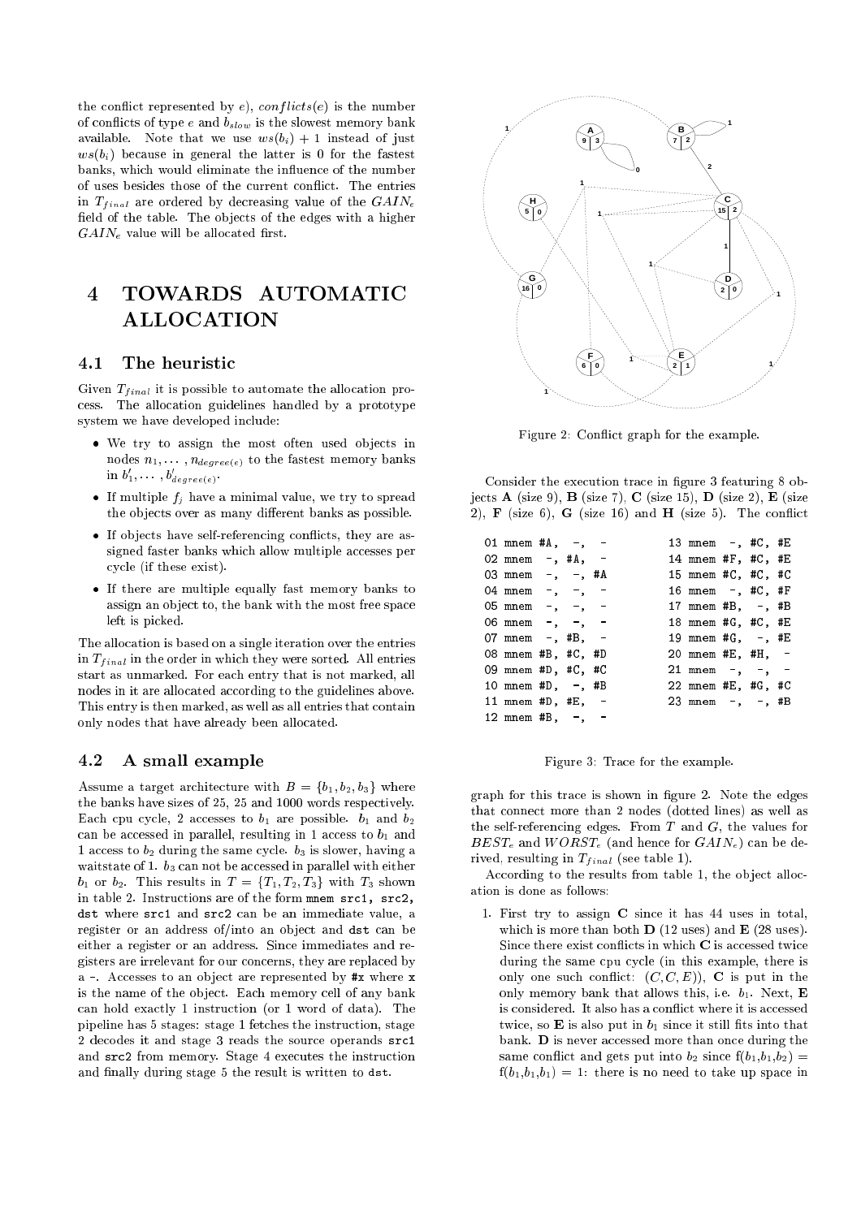the conflict represented by $e$), $conflicts(e)$ is the number of conflicts of type $e$ and $b_{slow}$ is the slowest memory bank available. Note that we use $ws(b_i) + 1$ instead of just $ws(b_i)$ because in general the latter is 0 for the fastest banks, which would eliminate the influence of the number of uses besides those of the current conflict. The entries in $T_{final}$ are ordered by decreasing value of the $GAIN_e$ field of the table. The objects of the edges with a higher $GAIN_e$ value will be allocated first.

# 4 TOWARDS AUTOMATIC ALLOCATION

## 4.1 The heuristic

Given $T_{final}$ it is possible to automate the allocation process. The allocation guidelines handled by a prototype system we have developed include:

- We try to assign the most often used objects in nodes $n_1, \cdots, n_{degree(e)}$ to the fastest memory banks in $b'_1, \cdots, b'_{degree(e)}$.
- If multiple $f_j$ have a minimal value, we try to spread the objects over as many different banks as possible.
- If objects have self-referencing conflicts, they are assigned faster banks which allow multiple accesses per cycle (if these exist).
- If there are multiple equally fast memory banks to assign an object to, the bank with the most free space left is picked.

The allocation is based on a single iteration over the entries in $T_{final}$ in the order in which they were sorted. All entries start as unmarked. For each entry that is not marked, all nodes in it are allocated according to the guidelines above. This entry is then marked, as well as all entries that contain only nodes that have already been allocated.

## 4.2 A small example

Assume a target architecture with $B = \{b_1, b_2, b_3\}$ where the banks have sizes of 25, 25 and 1000 words respectively. Each cpu cycle, 2 accesses to $b_1$ are possible. $b_1$ and $b_2$ can be accessed in parallel, resulting in 1 access to $b_1$ and 1 access to $b_2$ during the same cycle. $b_3$ is slower, having a waitstate of 1. $b_3$ can not be accessed in parallel with either $b_1$ or $b_2$. This results in $T = \{T_1, T_2, T_3\}$ with $T_3$ shown in table 2. Instructions are of the form `mnem src1, src2, dst` where `src1` and `src2` can be an immediate value, a register or an address of/into an object and `dst` can be either a register or an address. Since immediates and registers are irrelevant for our concerns, they are replaced by a `-`. Accesses to an object are represented by `#x` where `x` is the name of the object. Each memory cell of any bank can hold exactly 1 instruction (or 1 word of data). The pipeline has 5 stages: stage 1 fetches the instruction, stage 2 decodes it and stage 3 reads the source operands `src1` and `src2` from memory. Stage 4 executes the instruction and finally during stage 5 the result is written to `dst`.

Figure 2: Conflict graph for the example.

Consider the execution trace in figure 3 featuring 8 objects **A** (size 9), **B** (size 7), **C** (size 15), **D** (size 2), **E** (size 2), **F** (size 6), **G** (size 16) and **H** (size 5). The conflict graph for this trace is shown in figure 2. Note the edges that connect more than 2 nodes (dotted lines) as well as the self-referencing edges. From $T$ and $G$, the values for $BEST_e$ and $WORST_e$ (and hence for $GAIN_e$) can be derived, resulting in $T_{final}$ (see table 1).

```
01 mnem #A,  -,  -          13 mnem  -, #C, #E
02 mnem  -, #A,  -          14 mnem #F, #C, #E
03 mnem  -,  -, #A          15 mnem #C, #C, #C
04 mnem  -,  -,  -          16 mnem  -, #C, #F
05 mnem  -,  -,  -          17 mnem #B,  -, #B
06 mnem  -,  -,  -          18 mnem #G, #C, #E
07 mnem  -, #B,  -          19 mnem #G,  -, #E
08 mnem #B, #C, #D          20 mnem #E, #H,  -
09 mnem #D, #C, #C          21 mnem  -,  -,  -
10 mnem #D,  -, #B          22 mnem #E, #G, #C
11 mnem #D, #E,  -          23 mnem  -,  -, #B
12 mnem #B,  -,  -
```

Figure 3: Trace for the example.

According to the results from table 1, the object allocation is done as follows:

1. First try to assign **C** since it has 44 uses in total, which is more than both **D** (12 uses) and **E** (28 uses). Since there exist conflicts in which **C** is accessed twice during the same cpu cycle (in this example, there is only one such conflict: $(C, C, E)$), **C** is put in the only memory bank that allows this, i.e. $b_1$. Next, **E** is considered. It also has a conflict where it is accessed twice, so **E** is also put in $b_1$ since it still fits into that bank. **D** is never accessed more than once during the same conflict and gets put into $b_2$ since $f(b_1,b_1,b_2) = f(b_1,b_1,b_1) = 1$: there is no need to take up space in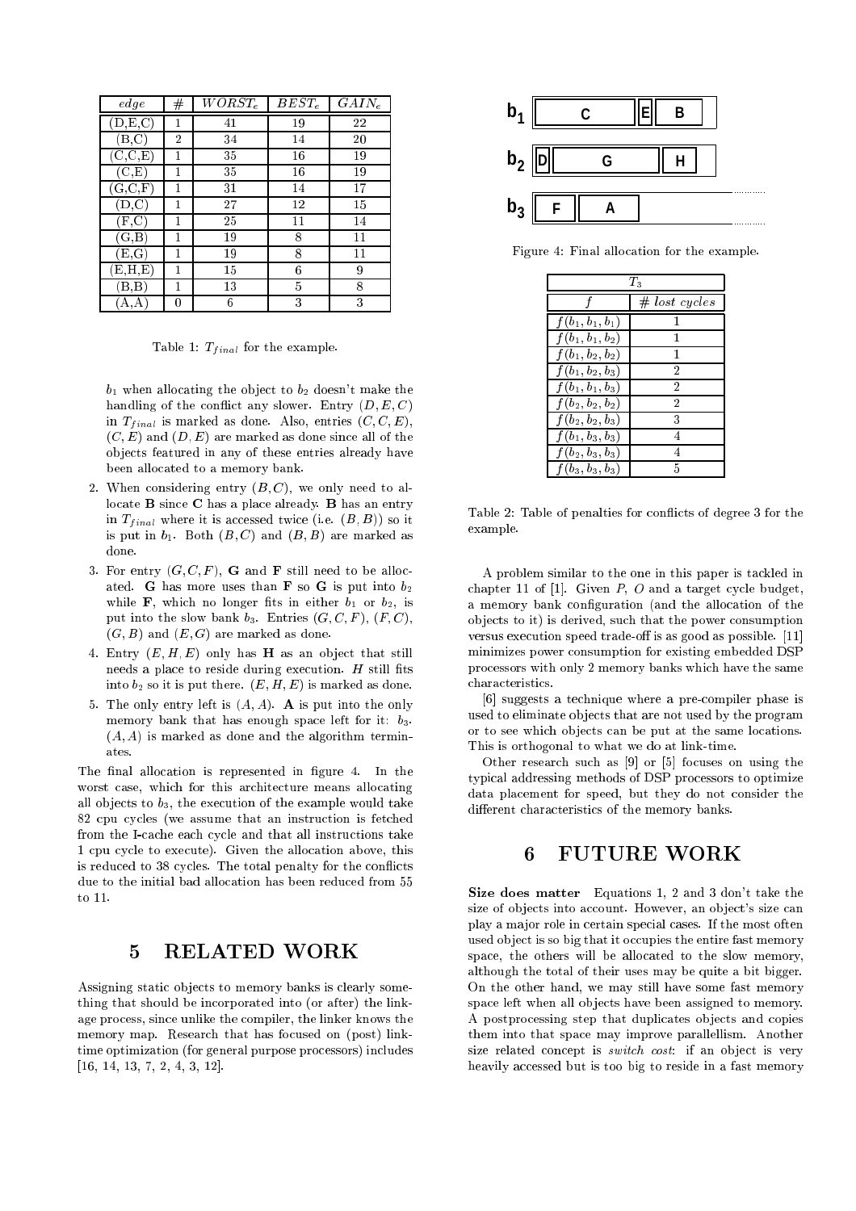| *edge* | # | $WORST_e$ | $BEST_e$ | $GAIN_e$ |
|---|---|---|---|---|
| (D,E,C) | 1 | 41 | 19 | 22 |
| (B,C) | 2 | 34 | 14 | 20 |
| (C,C,E) | 1 | 35 | 16 | 19 |
| (C,E) | 1 | 35 | 16 | 19 |
| (G,C,F) | 1 | 31 | 14 | 17 |
| (D,C) | 1 | 27 | 12 | 15 |
| (F,C) | 1 | 25 | 11 | 14 |
| (G,B) | 1 | 19 | 8 | 11 |
| (E,G) | 1 | 19 | 8 | 11 |
| (E,H,E) | 1 | 15 | 6 | 9 |
| (B,B) | 1 | 13 | 5 | 8 |
| (A,A) | 0 | 6 | 3 | 3 |

Table 1: $T_{final}$ for the example.

$b_1$ when allocating the object to $b_2$ doesn't make the handling of the conflict any slower. Entry $(D, E, C)$ in $T_{final}$ is marked as done. Also, entries $(C, C, E)$, $(C, E)$ and $(D, E)$ are marked as done since all of the objects featured in any of these entries already have been allocated to a memory bank.

2. When considering entry $(B, C)$, we only need to allocate **B** since **C** has a place already. **B** has an entry in $T_{final}$ where it is accessed twice (i.e. $(B, B)$) so it is put in $b_1$. Both $(B, C)$ and $(B, B)$ are marked as done.

3. For entry $(G, C, F)$, **G** and **F** still need to be allocated. **G** has more uses than **F** so **G** is put into $b_2$ while **F**, which no longer fits in either $b_1$ or $b_2$, is put into the slow bank $b_3$. Entries $(G, C, F)$, $(F, C)$, $(G, B)$ and $(E, G)$ are marked as done.

4. Entry $(E, H, E)$ only has **H** as an object that still needs a place to reside during execution. $H$ still fits into $b_2$ so it is put there. $(E, H, E)$ is marked as done.

5. The only entry left is $(A, A)$. **A** is put into the only memory bank that has enough space left for it: $b_3$. $(A, A)$ is marked as done and the algorithm terminates.

The final allocation is represented in figure 4. In the worst case, which for this architecture means allocating all objects to $b_3$, the execution of the example would take 82 cpu cycles (we assume that an instruction is fetched from the I-cache each cycle and that all instructions take 1 cpu cycle to execute). Given the allocation above, this is reduced to 38 cycles. The total penalty for the conflicts due to the initial bad allocation has been reduced from 55 to 11.

## 5 RELATED WORK

Assigning static objects to memory banks is clearly something that should be incorporated into (or after) the linkage process, since unlike the compiler, the linker knows the memory map. Research that has focused on (post) link-time optimization (for general purpose processors) includes [16, 14, 13, 7, 2, 4, 3, 12].

Figure 4: Final allocation for the example.

| $T_3$ | |
|---|---|
| $f$ | *# lost cycles* |
| $f(b_1, b_1, b_1)$ | 1 |
| $f(b_1, b_1, b_2)$ | 1 |
| $f(b_1, b_2, b_2)$ | 1 |
| $f(b_1, b_2, b_3)$ | 2 |
| $f(b_1, b_1, b_3)$ | 2 |
| $f(b_2, b_2, b_2)$ | 2 |
| $f(b_2, b_2, b_3)$ | 3 |
| $f(b_1, b_3, b_3)$ | 4 |
| $f(b_2, b_3, b_3)$ | 4 |
| $f(b_3, b_3, b_3)$ | 5 |

Table 2: Table of penalties for conflicts of degree 3 for the example.

A problem similar to the one in this paper is tackled in chapter 11 of [1]. Given $P$, $O$ and a target cycle budget, a memory bank configuration (and the allocation of the objects to it) is derived, such that the power consumption versus execution speed trade-off is as good as possible. [11] minimizes power consumption for existing embedded DSP processors with only 2 memory banks which have the same characteristics.

[6] suggests a technique where a pre-compiler phase is used to eliminate objects that are not used by the program or to see which objects can be put at the same locations. This is orthogonal to what we do at link-time.

Other research such as [9] or [5] focuses on using the typical addressing methods of DSP processors to optimize data placement for speed, but they do not consider the different characteristics of the memory banks.

## 6 FUTURE WORK

**Size does matter** Equations 1, 2 and 3 don't take the size of objects into account. However, an object's size can play a major role in certain special cases. If the most often used object is so big that it occupies the entire fast memory space, the others will be allocated to the slow memory, although the total of their uses may be quite a bit bigger. On the other hand, we may still have some fast memory space left when all objects have been assigned to memory. A postprocessing step that duplicates objects and copies them into that space may improve parallellism. Another size related concept is *switch cost*: if an object is very heavily accessed but is too big to reside in a fast memory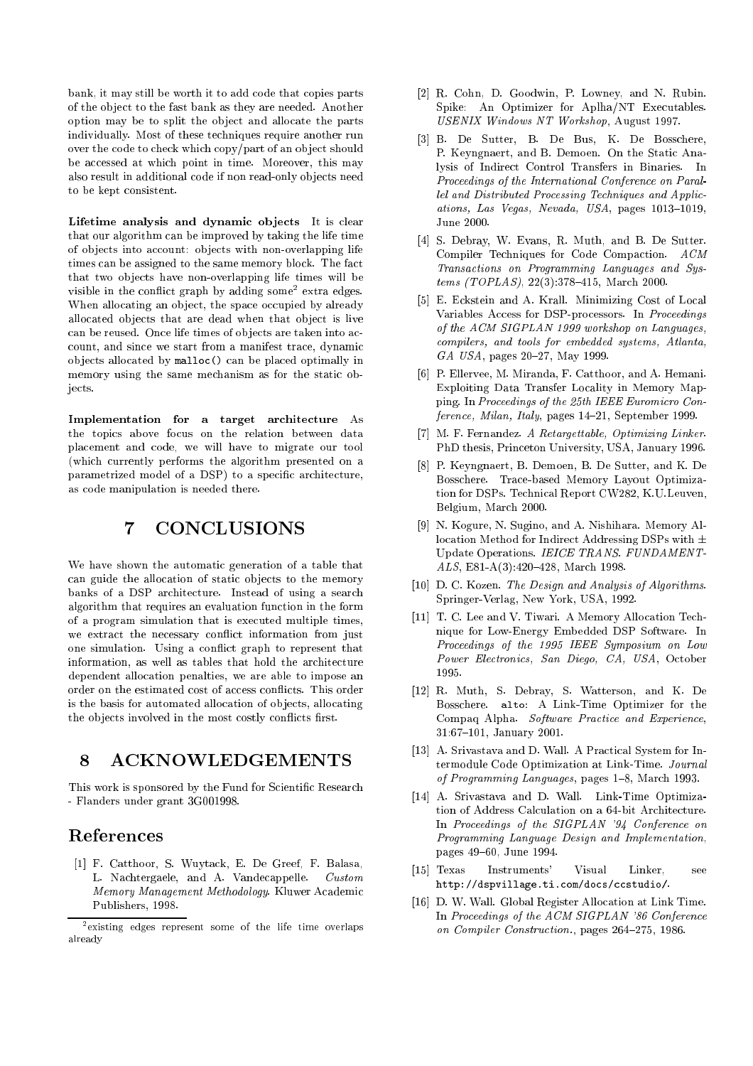bank, it may still be worth it to add code that copies parts of the object to the fast bank as they are needed. Another option may be to split the object and allocate the parts individually. Most of these techniques require another run over the code to check which copy/part of an object should be accessed at which point in time. Moreover, this may also result in additional code if non read-only objects need to be kept consistent.

**Lifetime analysis and dynamic objects** It is clear that our algorithm can be improved by taking the life time of objects into account: objects with non-overlapping life times can be assigned to the same memory block. The fact that two objects have non-overlapping life times will be visible in the conflict graph by adding some[2] extra edges. When allocating an object, the space occupied by already allocated objects that are dead when that object is live can be reused. Once life times of objects are taken into account, and since we start from a manifest trace, dynamic objects allocated by `malloc()` can be placed optimally in memory using the same mechanism as for the static objects.

**Implementation for a target architecture** As the topics above focus on the relation between data placement and code, we will have to migrate our tool (which currently performs the algorithm presented on a parametrized model of a DSP) to a specific architecture, as code manipulation is needed there.

# 7 CONCLUSIONS

We have shown the automatic generation of a table that can guide the allocation of static objects to the memory banks of a DSP architecture. Instead of using a search algorithm that requires an evaluation function in the form of a program simulation that is executed multiple times, we extract the necessary conflict information from just one simulation. Using a conflict graph to represent that information, as well as tables that hold the architecture dependent allocation penalties, we are able to impose an order on the estimated cost of access conflicts. This order is the basis for automated allocation of objects, allocating the objects involved in the most costly conflicts first.

# 8 ACKNOWLEDGEMENTS

This work is sponsored by the Fund for Scientific Research - Flanders under grant 3G001998.

# References

[1] F. Catthoor, S. Wuytack, E. De Greef, F. Balasa, L. Nachtergaele, and A. Vandecappelle. *Custom Memory Management Methodology.* Kluwer Academic Publishers, 1998.

[2] R. Cohn, D. Goodwin, P. Lowney, and N. Rubin. Spike: An Optimizer for Aplha/NT Executables. *USENIX Windows NT Workshop*, August 1997.

[3] B. De Sutter, B. De Bus, K. De Bosschere, P. Keyngnaert, and B. Demoen. On the Static Analysis of Indirect Control Transfers in Binaries. In *Proceedings of the International Conference on Parallel and Distributed Processing Techniques and Applications, Las Vegas, Nevada, USA*, pages 1013–1019, June 2000.

[4] S. Debray, W. Evans, R. Muth, and B. De Sutter. Compiler Techniques for Code Compaction. *ACM Transactions on Programming Languages and Systems (TOPLAS)*, 22(3):378–415, March 2000.

[5] E. Eckstein and A. Krall. Minimizing Cost of Local Variables Access for DSP-processors. In *Proceedings of the ACM SIGPLAN 1999 workshop on Languages, compilers, and tools for embedded systems, Atlanta, GA USA*, pages 20–27, May 1999.

[6] P. Ellervee, M. Miranda, F. Catthoor, and A. Hemani. Exploiting Data Transfer Locality in Memory Mapping. In *Proceedings of the 25th IEEE Euromicro Conference, Milan, Italy*, pages 14–21, September 1999.

[7] M. F. Fernandez. *A Retargettable, Optimizing Linker.* PhD thesis, Princeton University, USA, January 1996.

[8] P. Keyngnaert, B. Demoen, B. De Sutter, and K. De Bosschere. Trace-based Memory Layout Optimization for DSPs. Technical Report CW282, K.U.Leuven, Belgium, March 2000.

[9] N. Kogure, N. Sugino, and A. Nishihara. Memory Allocation Method for Indirect Addressing DSPs with $\pm$ Update Operations. *IEICE TRANS. FUNDAMENTALS*, E81-A(3):420–428, March 1998.

[10] D. C. Kozen. *The Design and Analysis of Algorithms.* Springer-Verlag, New York, USA, 1992.

[11] T. C. Lee and V. Tiwari. A Memory Allocation Technique for Low-Energy Embedded DSP Software. In *Proceedings of the 1995 IEEE Symposium on Low Power Electronics, San Diego, CA, USA*, October 1995.

[12] R. Muth, S. Debray, S. Watterson, and K. De Bosschere. `alto`: A Link-Time Optimizer for the Compaq Alpha. *Software Practice and Experience*, 31:67–101, January 2001.

[13] A. Srivastava and D. Wall. A Practical System for Intermodule Code Optimization at Link-Time. *Journal of Programming Languages*, pages 1–8, March 1993.

[14] A. Srivastava and D. Wall. Link-Time Optimization of Address Calculation on a 64-bit Architecture. In *Proceedings of the SIGPLAN '94 Conference on Programming Language Design and Implementation*, pages 49–60, June 1994.

[15] Texas Instruments' Visual Linker, see `http://dspvillage.ti.com/docs/ccstudio/`.

[16] D. W. Wall. Global Register Allocation at Link Time. In *Proceedings of the ACM SIGPLAN '86 Conference on Compiler Construction.*, pages 264–275, 1986.

[2] existing edges represent some of the life time overlaps already